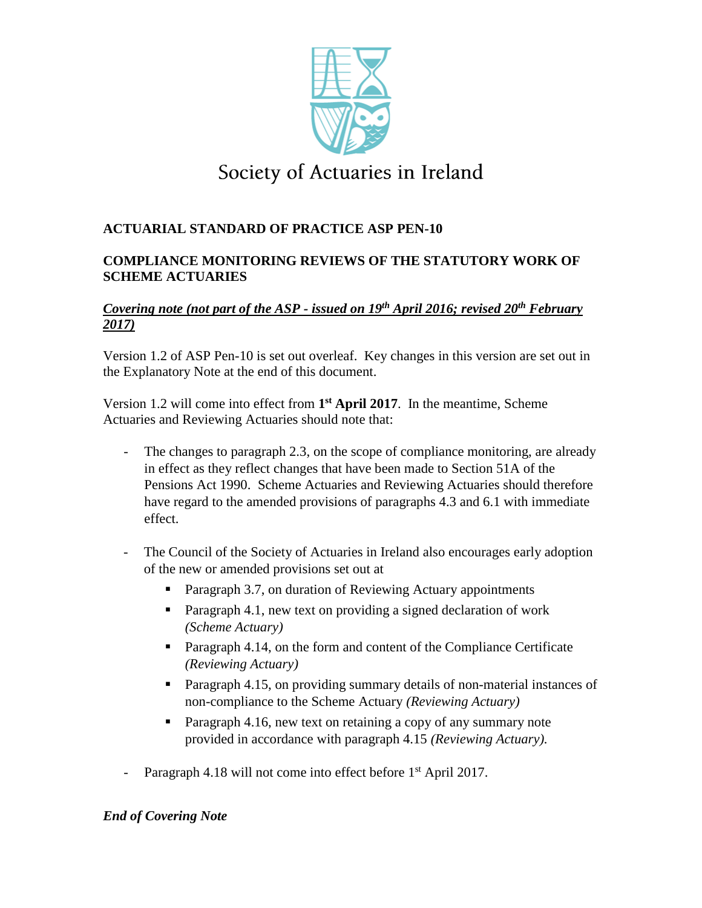Society of Actuaries in Ireland

**ACTUARIAL STANDARD OF PRACTICE ASP PEN-10**

**COMPLIANCE MONITORING REVIEWS OF THE STATUTORY WORK OF SCHEME ACTUARIES**

***Covering note (not part of the ASP - issued on 19th April 2016; revised 20th February 2017)***

Version 1.2 of ASP Pen-10 is set out overleaf. Key changes in this version are set out in the Explanatory Note at the end of this document.

Version 1.2 will come into effect from **1st April 2017**. In the meantime, Scheme Actuaries and Reviewing Actuaries should note that:

- The changes to paragraph 2.3, on the scope of compliance monitoring, are already in effect as they reflect changes that have been made to Section 51A of the Pensions Act 1990. Scheme Actuaries and Reviewing Actuaries should therefore have regard to the amended provisions of paragraphs 4.3 and 6.1 with immediate effect.

- The Council of the Society of Actuaries in Ireland also encourages early adoption of the new or amended provisions set out at
  - Paragraph 3.7, on duration of Reviewing Actuary appointments
  - Paragraph 4.1, new text on providing a signed declaration of work *(Scheme Actuary)*
  - Paragraph 4.14, on the form and content of the Compliance Certificate *(Reviewing Actuary)*
  - Paragraph 4.15, on providing summary details of non-material instances of non-compliance to the Scheme Actuary *(Reviewing Actuary)*
  - Paragraph 4.16, new text on retaining a copy of any summary note provided in accordance with paragraph 4.15 *(Reviewing Actuary).*

- Paragraph 4.18 will not come into effect before 1st April 2017.

***End of Covering Note***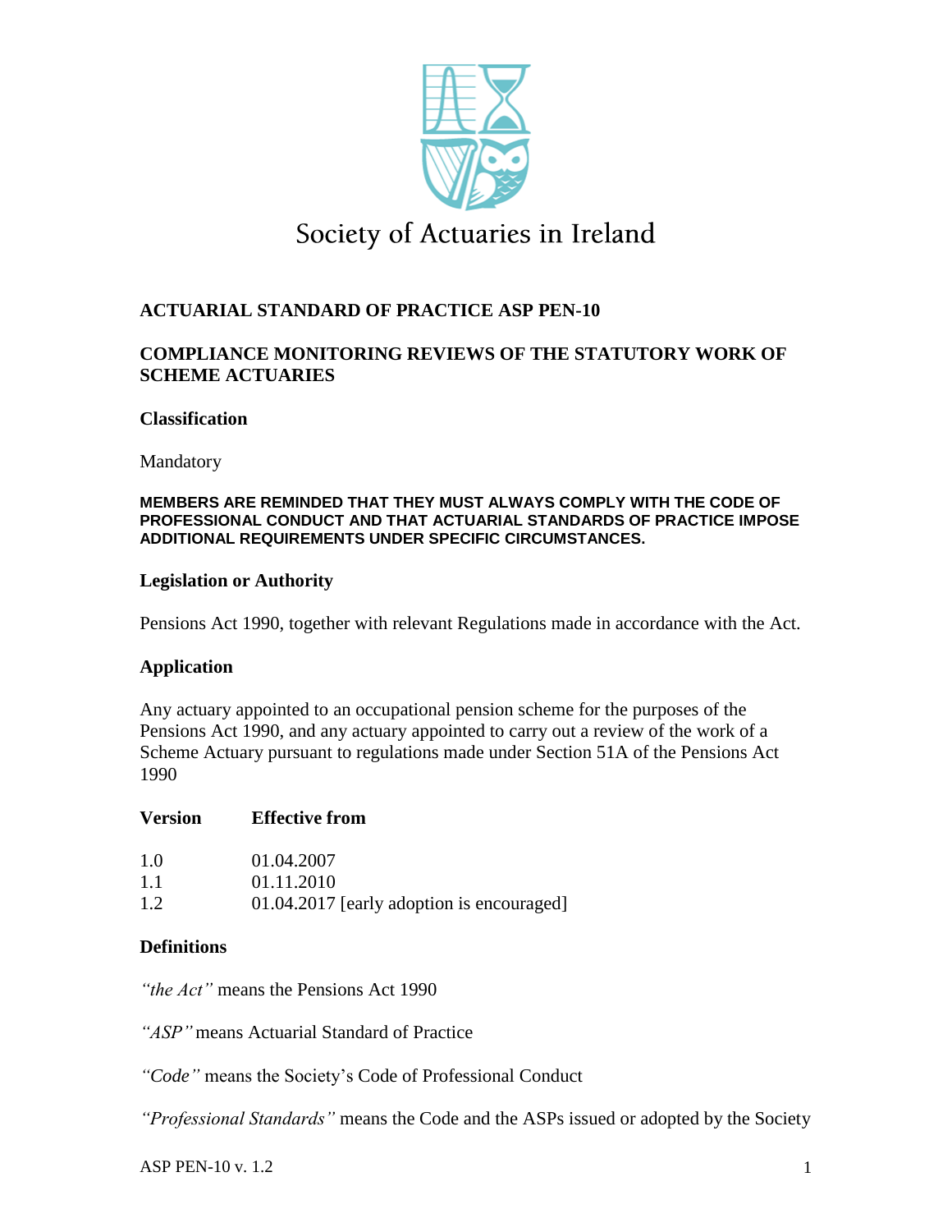Society of Actuaries in Ireland

**ACTUARIAL STANDARD OF PRACTICE ASP PEN-10**

**COMPLIANCE MONITORING REVIEWS OF THE STATUTORY WORK OF SCHEME ACTUARIES**

**Classification**

Mandatory

**MEMBERS ARE REMINDED THAT THEY MUST ALWAYS COMPLY WITH THE CODE OF PROFESSIONAL CONDUCT AND THAT ACTUARIAL STANDARDS OF PRACTICE IMPOSE ADDITIONAL REQUIREMENTS UNDER SPECIFIC CIRCUMSTANCES.**

**Legislation or Authority**

Pensions Act 1990, together with relevant Regulations made in accordance with the Act.

**Application**

Any actuary appointed to an occupational pension scheme for the purposes of the Pensions Act 1990, and any actuary appointed to carry out a review of the work of a Scheme Actuary pursuant to regulations made under Section 51A of the Pensions Act 1990

| Version | Effective from |
|---|---|
| 1.0 | 01.04.2007 |
| 1.1 | 01.11.2010 |
| 1.2 | 01.04.2017 [early adoption is encouraged] |

**Definitions**

*"the Act"* means the Pensions Act 1990

*"ASP"* means Actuarial Standard of Practice

*"Code"* means the Society's Code of Professional Conduct

*"Professional Standards"* means the Code and the ASPs issued or adopted by the Society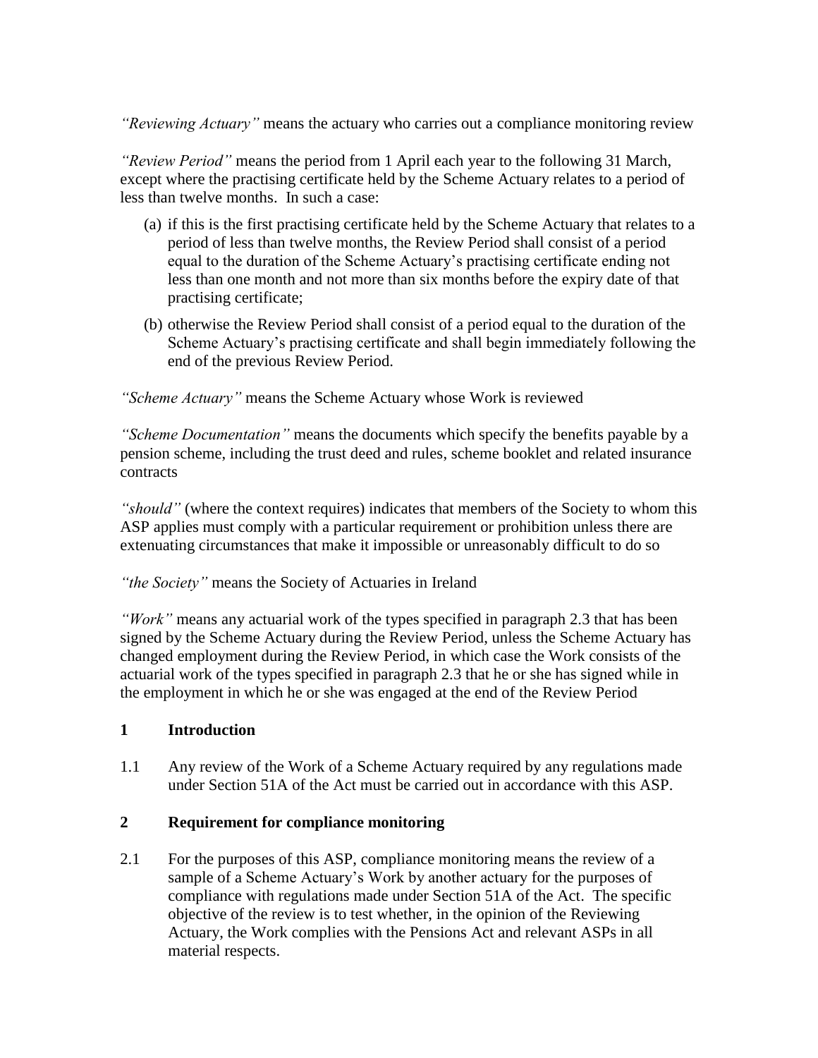*"Reviewing Actuary"* means the actuary who carries out a compliance monitoring review

*"Review Period"* means the period from 1 April each year to the following 31 March, except where the practising certificate held by the Scheme Actuary relates to a period of less than twelve months. In such a case:

(a) if this is the first practising certificate held by the Scheme Actuary that relates to a period of less than twelve months, the Review Period shall consist of a period equal to the duration of the Scheme Actuary's practising certificate ending not less than one month and not more than six months before the expiry date of that practising certificate;

(b) otherwise the Review Period shall consist of a period equal to the duration of the Scheme Actuary's practising certificate and shall begin immediately following the end of the previous Review Period.

*"Scheme Actuary"* means the Scheme Actuary whose Work is reviewed

*"Scheme Documentation"* means the documents which specify the benefits payable by a pension scheme, including the trust deed and rules, scheme booklet and related insurance contracts

*"should"* (where the context requires) indicates that members of the Society to whom this ASP applies must comply with a particular requirement or prohibition unless there are extenuating circumstances that make it impossible or unreasonably difficult to do so

*"the Society"* means the Society of Actuaries in Ireland

*"Work"* means any actuarial work of the types specified in paragraph 2.3 that has been signed by the Scheme Actuary during the Review Period, unless the Scheme Actuary has changed employment during the Review Period, in which case the Work consists of the actuarial work of the types specified in paragraph 2.3 that he or she has signed while in the employment in which he or she was engaged at the end of the Review Period

## 1 Introduction

1.1 Any review of the Work of a Scheme Actuary required by any regulations made under Section 51A of the Act must be carried out in accordance with this ASP.

## 2 Requirement for compliance monitoring

2.1 For the purposes of this ASP, compliance monitoring means the review of a sample of a Scheme Actuary's Work by another actuary for the purposes of compliance with regulations made under Section 51A of the Act. The specific objective of the review is to test whether, in the opinion of the Reviewing Actuary, the Work complies with the Pensions Act and relevant ASPs in all material respects.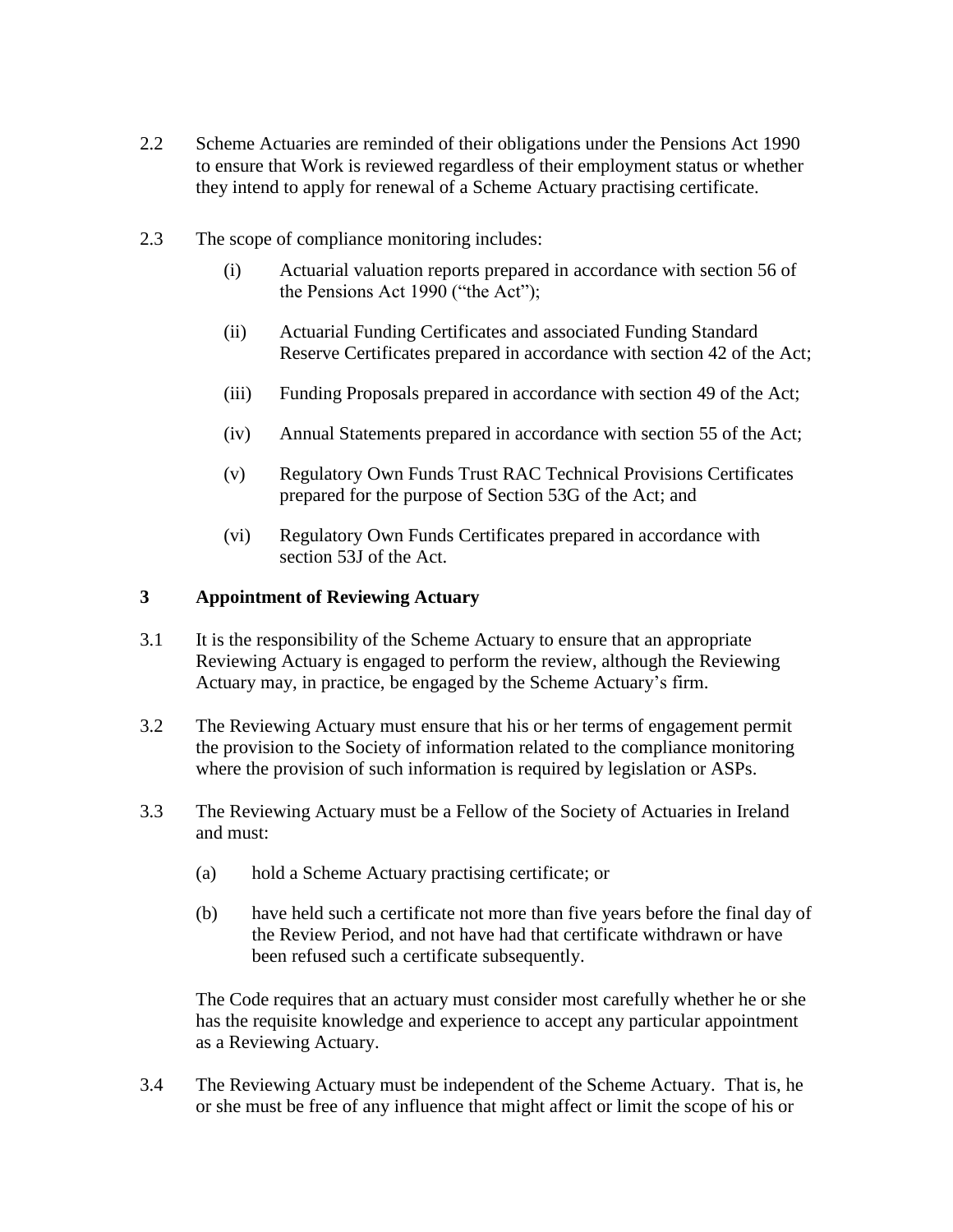2.2 Scheme Actuaries are reminded of their obligations under the Pensions Act 1990 to ensure that Work is reviewed regardless of their employment status or whether they intend to apply for renewal of a Scheme Actuary practising certificate.

2.3 The scope of compliance monitoring includes:

(i) Actuarial valuation reports prepared in accordance with section 56 of the Pensions Act 1990 ("the Act");

(ii) Actuarial Funding Certificates and associated Funding Standard Reserve Certificates prepared in accordance with section 42 of the Act;

(iii) Funding Proposals prepared in accordance with section 49 of the Act;

(iv) Annual Statements prepared in accordance with section 55 of the Act;

(v) Regulatory Own Funds Trust RAC Technical Provisions Certificates prepared for the purpose of Section 53G of the Act; and

(vi) Regulatory Own Funds Certificates prepared in accordance with section 53J of the Act.

## 3 Appointment of Reviewing Actuary

3.1 It is the responsibility of the Scheme Actuary to ensure that an appropriate Reviewing Actuary is engaged to perform the review, although the Reviewing Actuary may, in practice, be engaged by the Scheme Actuary's firm.

3.2 The Reviewing Actuary must ensure that his or her terms of engagement permit the provision to the Society of information related to the compliance monitoring where the provision of such information is required by legislation or ASPs.

3.3 The Reviewing Actuary must be a Fellow of the Society of Actuaries in Ireland and must:

(a) hold a Scheme Actuary practising certificate; or

(b) have held such a certificate not more than five years before the final day of the Review Period, and not have had that certificate withdrawn or have been refused such a certificate subsequently.

The Code requires that an actuary must consider most carefully whether he or she has the requisite knowledge and experience to accept any particular appointment as a Reviewing Actuary.

3.4 The Reviewing Actuary must be independent of the Scheme Actuary. That is, he or she must be free of any influence that might affect or limit the scope of his or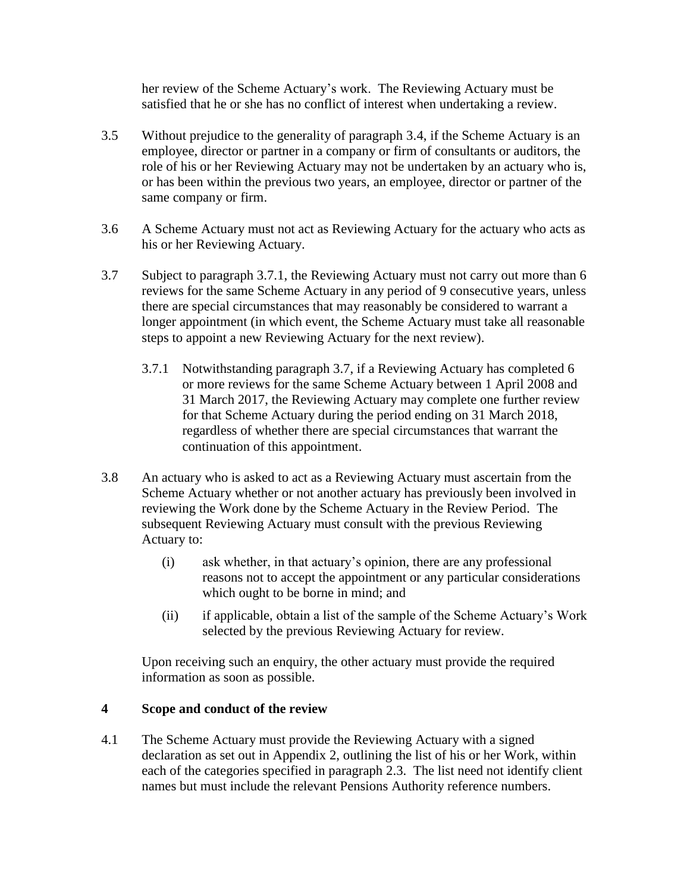her review of the Scheme Actuary's work. The Reviewing Actuary must be satisfied that he or she has no conflict of interest when undertaking a review.

3.5 Without prejudice to the generality of paragraph 3.4, if the Scheme Actuary is an employee, director or partner in a company or firm of consultants or auditors, the role of his or her Reviewing Actuary may not be undertaken by an actuary who is, or has been within the previous two years, an employee, director or partner of the same company or firm.

3.6 A Scheme Actuary must not act as Reviewing Actuary for the actuary who acts as his or her Reviewing Actuary.

3.7 Subject to paragraph 3.7.1, the Reviewing Actuary must not carry out more than 6 reviews for the same Scheme Actuary in any period of 9 consecutive years, unless there are special circumstances that may reasonably be considered to warrant a longer appointment (in which event, the Scheme Actuary must take all reasonable steps to appoint a new Reviewing Actuary for the next review).

3.7.1 Notwithstanding paragraph 3.7, if a Reviewing Actuary has completed 6 or more reviews for the same Scheme Actuary between 1 April 2008 and 31 March 2017, the Reviewing Actuary may complete one further review for that Scheme Actuary during the period ending on 31 March 2018, regardless of whether there are special circumstances that warrant the continuation of this appointment.

3.8 An actuary who is asked to act as a Reviewing Actuary must ascertain from the Scheme Actuary whether or not another actuary has previously been involved in reviewing the Work done by the Scheme Actuary in the Review Period. The subsequent Reviewing Actuary must consult with the previous Reviewing Actuary to:

(i) ask whether, in that actuary's opinion, there are any professional reasons not to accept the appointment or any particular considerations which ought to be borne in mind; and

(ii) if applicable, obtain a list of the sample of the Scheme Actuary's Work selected by the previous Reviewing Actuary for review.

Upon receiving such an enquiry, the other actuary must provide the required information as soon as possible.

## 4 Scope and conduct of the review

4.1 The Scheme Actuary must provide the Reviewing Actuary with a signed declaration as set out in Appendix 2, outlining the list of his or her Work, within each of the categories specified in paragraph 2.3. The list need not identify client names but must include the relevant Pensions Authority reference numbers.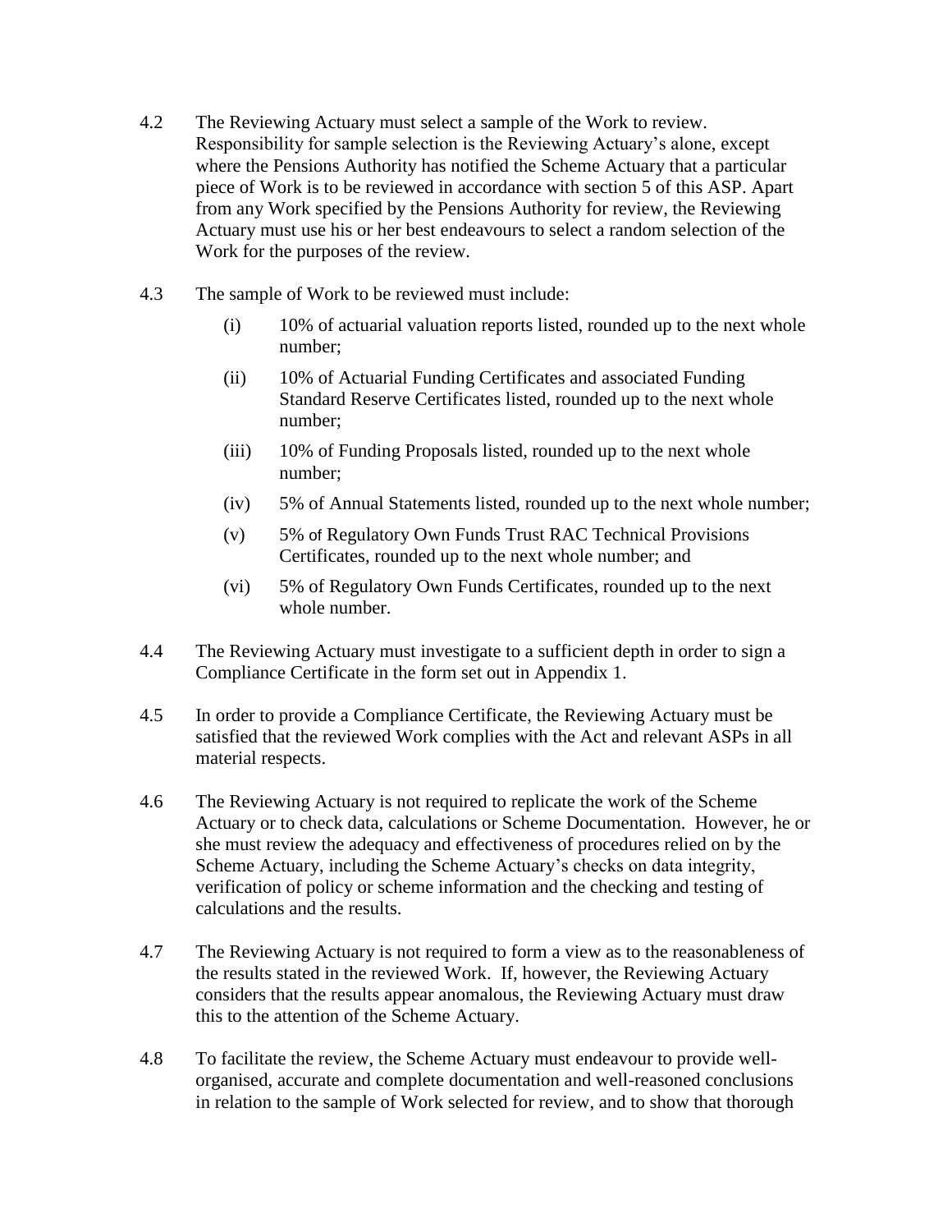4.2 The Reviewing Actuary must select a sample of the Work to review. Responsibility for sample selection is the Reviewing Actuary's alone, except where the Pensions Authority has notified the Scheme Actuary that a particular piece of Work is to be reviewed in accordance with section 5 of this ASP. Apart from any Work specified by the Pensions Authority for review, the Reviewing Actuary must use his or her best endeavours to select a random selection of the Work for the purposes of the review.

4.3 The sample of Work to be reviewed must include:

(i) 10% of actuarial valuation reports listed, rounded up to the next whole number;

(ii) 10% of Actuarial Funding Certificates and associated Funding Standard Reserve Certificates listed, rounded up to the next whole number;

(iii) 10% of Funding Proposals listed, rounded up to the next whole number;

(iv) 5% of Annual Statements listed, rounded up to the next whole number;

(v) 5% of Regulatory Own Funds Trust RAC Technical Provisions Certificates, rounded up to the next whole number; and

(vi) 5% of Regulatory Own Funds Certificates, rounded up to the next whole number.

4.4 The Reviewing Actuary must investigate to a sufficient depth in order to sign a Compliance Certificate in the form set out in Appendix 1.

4.5 In order to provide a Compliance Certificate, the Reviewing Actuary must be satisfied that the reviewed Work complies with the Act and relevant ASPs in all material respects.

4.6 The Reviewing Actuary is not required to replicate the work of the Scheme Actuary or to check data, calculations or Scheme Documentation. However, he or she must review the adequacy and effectiveness of procedures relied on by the Scheme Actuary, including the Scheme Actuary's checks on data integrity, verification of policy or scheme information and the checking and testing of calculations and the results.

4.7 The Reviewing Actuary is not required to form a view as to the reasonableness of the results stated in the reviewed Work. If, however, the Reviewing Actuary considers that the results appear anomalous, the Reviewing Actuary must draw this to the attention of the Scheme Actuary.

4.8 To facilitate the review, the Scheme Actuary must endeavour to provide well-organised, accurate and complete documentation and well-reasoned conclusions in relation to the sample of Work selected for review, and to show that thorough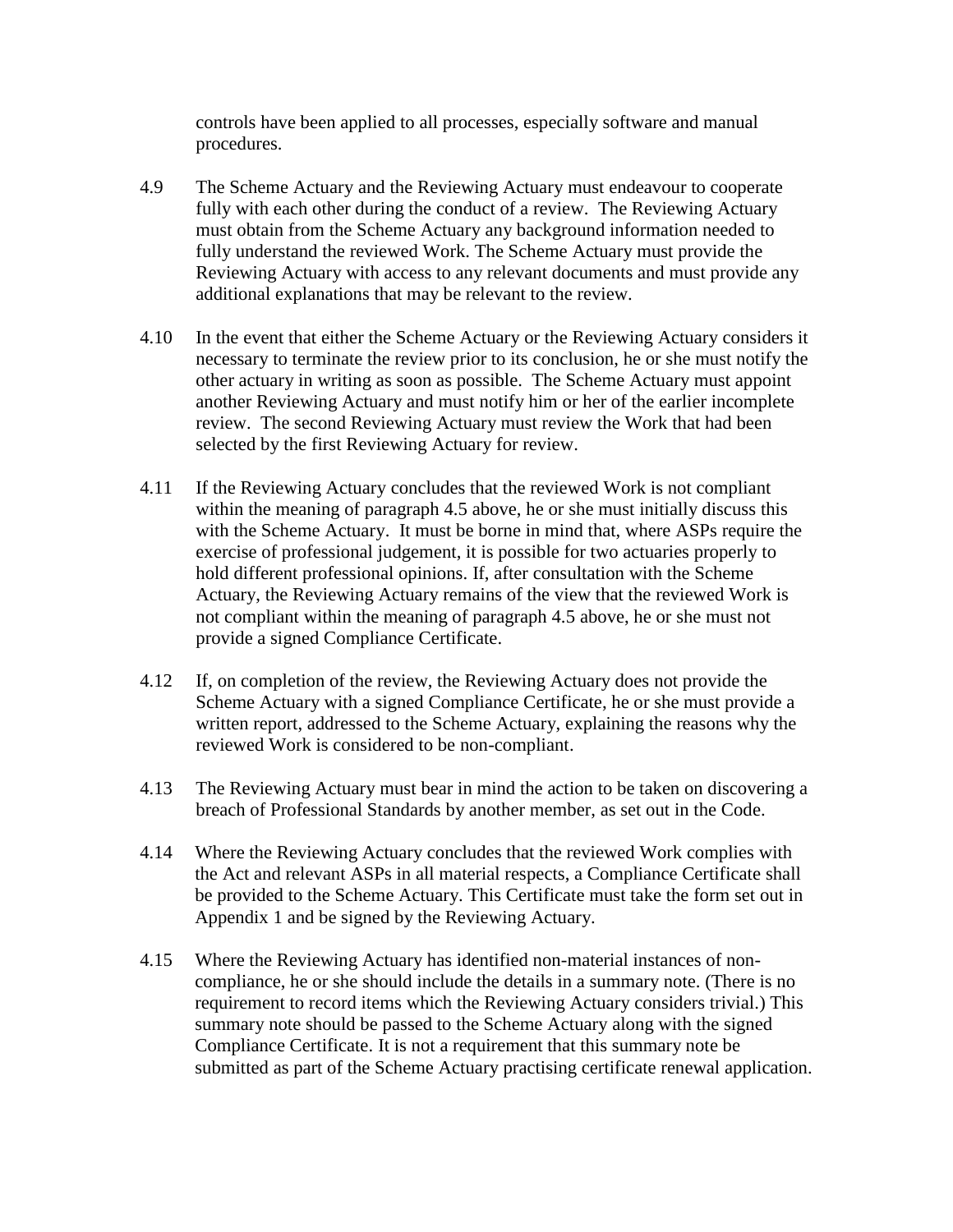controls have been applied to all processes, especially software and manual procedures.

4.9 The Scheme Actuary and the Reviewing Actuary must endeavour to cooperate fully with each other during the conduct of a review. The Reviewing Actuary must obtain from the Scheme Actuary any background information needed to fully understand the reviewed Work. The Scheme Actuary must provide the Reviewing Actuary with access to any relevant documents and must provide any additional explanations that may be relevant to the review.

4.10 In the event that either the Scheme Actuary or the Reviewing Actuary considers it necessary to terminate the review prior to its conclusion, he or she must notify the other actuary in writing as soon as possible. The Scheme Actuary must appoint another Reviewing Actuary and must notify him or her of the earlier incomplete review. The second Reviewing Actuary must review the Work that had been selected by the first Reviewing Actuary for review.

4.11 If the Reviewing Actuary concludes that the reviewed Work is not compliant within the meaning of paragraph 4.5 above, he or she must initially discuss this with the Scheme Actuary. It must be borne in mind that, where ASPs require the exercise of professional judgement, it is possible for two actuaries properly to hold different professional opinions. If, after consultation with the Scheme Actuary, the Reviewing Actuary remains of the view that the reviewed Work is not compliant within the meaning of paragraph 4.5 above, he or she must not provide a signed Compliance Certificate.

4.12 If, on completion of the review, the Reviewing Actuary does not provide the Scheme Actuary with a signed Compliance Certificate, he or she must provide a written report, addressed to the Scheme Actuary, explaining the reasons why the reviewed Work is considered to be non-compliant.

4.13 The Reviewing Actuary must bear in mind the action to be taken on discovering a breach of Professional Standards by another member, as set out in the Code.

4.14 Where the Reviewing Actuary concludes that the reviewed Work complies with the Act and relevant ASPs in all material respects, a Compliance Certificate shall be provided to the Scheme Actuary. This Certificate must take the form set out in Appendix 1 and be signed by the Reviewing Actuary.

4.15 Where the Reviewing Actuary has identified non-material instances of non-compliance, he or she should include the details in a summary note. (There is no requirement to record items which the Reviewing Actuary considers trivial.) This summary note should be passed to the Scheme Actuary along with the signed Compliance Certificate. It is not a requirement that this summary note be submitted as part of the Scheme Actuary practising certificate renewal application.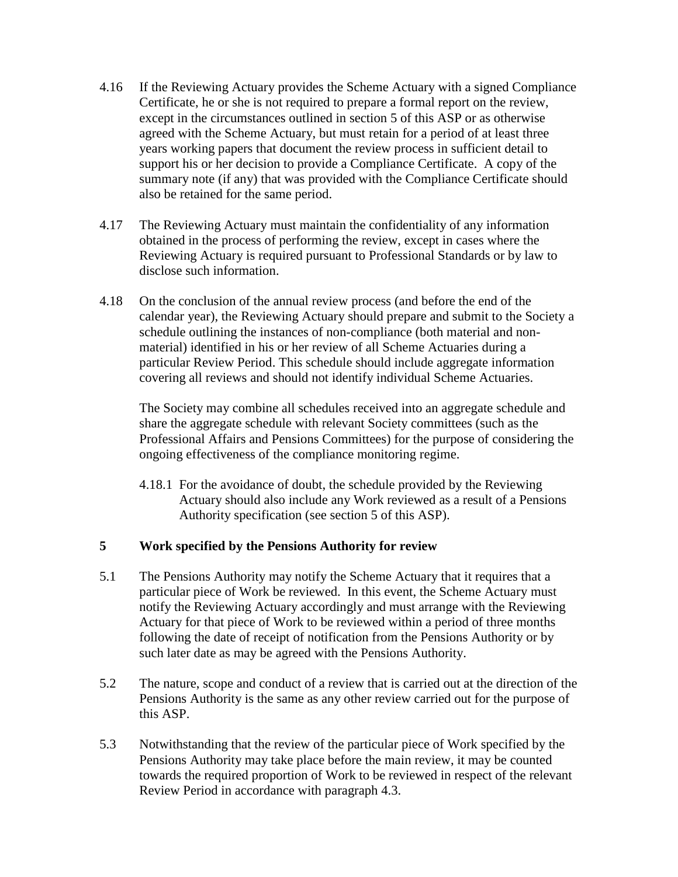4.16 If the Reviewing Actuary provides the Scheme Actuary with a signed Compliance Certificate, he or she is not required to prepare a formal report on the review, except in the circumstances outlined in section 5 of this ASP or as otherwise agreed with the Scheme Actuary, but must retain for a period of at least three years working papers that document the review process in sufficient detail to support his or her decision to provide a Compliance Certificate. A copy of the summary note (if any) that was provided with the Compliance Certificate should also be retained for the same period.

4.17 The Reviewing Actuary must maintain the confidentiality of any information obtained in the process of performing the review, except in cases where the Reviewing Actuary is required pursuant to Professional Standards or by law to disclose such information.

4.18 On the conclusion of the annual review process (and before the end of the calendar year), the Reviewing Actuary should prepare and submit to the Society a schedule outlining the instances of non-compliance (both material and non-material) identified in his or her review of all Scheme Actuaries during a particular Review Period. This schedule should include aggregate information covering all reviews and should not identify individual Scheme Actuaries.

The Society may combine all schedules received into an aggregate schedule and share the aggregate schedule with relevant Society committees (such as the Professional Affairs and Pensions Committees) for the purpose of considering the ongoing effectiveness of the compliance monitoring regime.

4.18.1 For the avoidance of doubt, the schedule provided by the Reviewing Actuary should also include any Work reviewed as a result of a Pensions Authority specification (see section 5 of this ASP).

## 5 Work specified by the Pensions Authority for review

5.1 The Pensions Authority may notify the Scheme Actuary that it requires that a particular piece of Work be reviewed. In this event, the Scheme Actuary must notify the Reviewing Actuary accordingly and must arrange with the Reviewing Actuary for that piece of Work to be reviewed within a period of three months following the date of receipt of notification from the Pensions Authority or by such later date as may be agreed with the Pensions Authority.

5.2 The nature, scope and conduct of a review that is carried out at the direction of the Pensions Authority is the same as any other review carried out for the purpose of this ASP.

5.3 Notwithstanding that the review of the particular piece of Work specified by the Pensions Authority may take place before the main review, it may be counted towards the required proportion of Work to be reviewed in respect of the relevant Review Period in accordance with paragraph 4.3.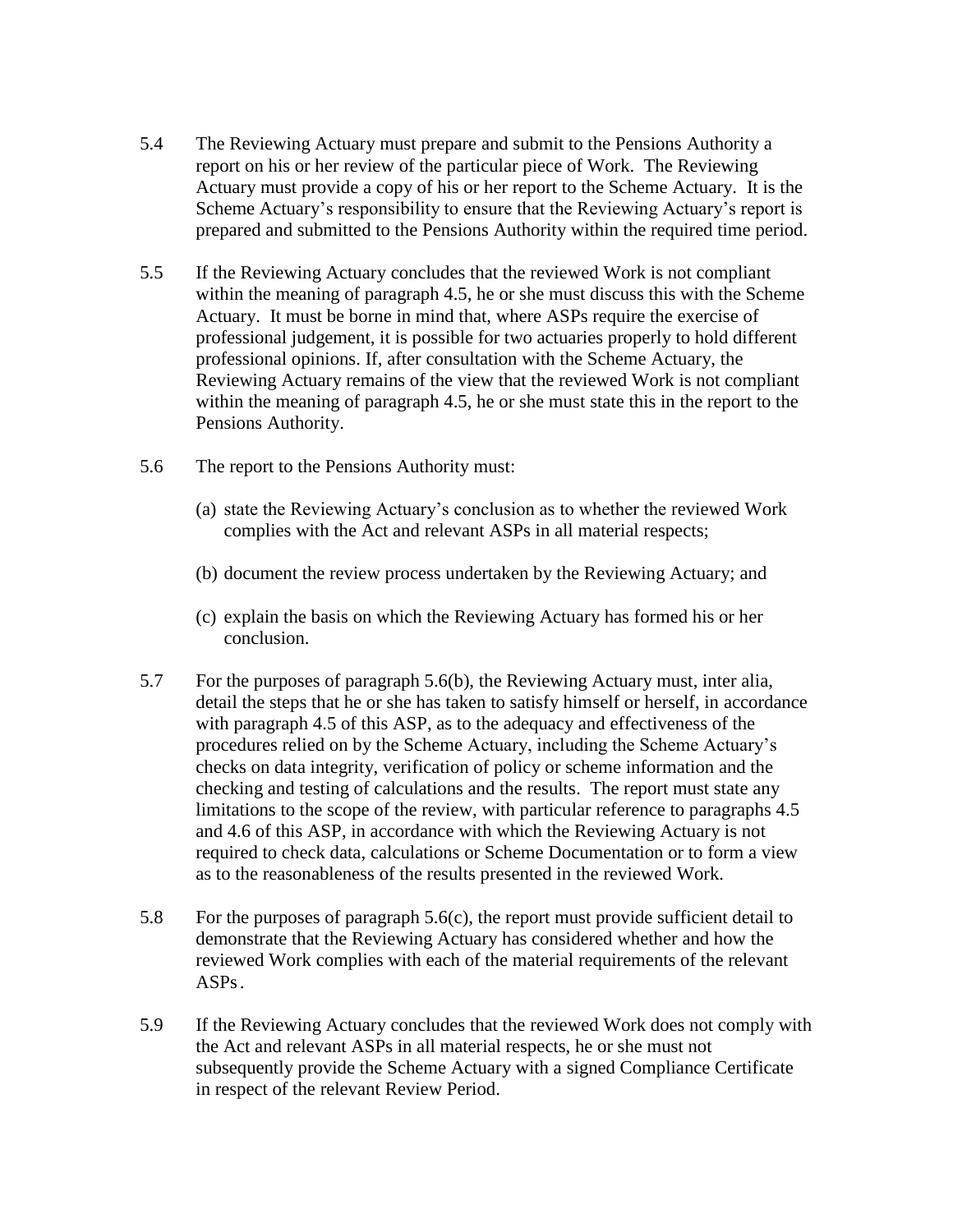5.4 The Reviewing Actuary must prepare and submit to the Pensions Authority a report on his or her review of the particular piece of Work. The Reviewing Actuary must provide a copy of his or her report to the Scheme Actuary. It is the Scheme Actuary's responsibility to ensure that the Reviewing Actuary's report is prepared and submitted to the Pensions Authority within the required time period.

5.5 If the Reviewing Actuary concludes that the reviewed Work is not compliant within the meaning of paragraph 4.5, he or she must discuss this with the Scheme Actuary. It must be borne in mind that, where ASPs require the exercise of professional judgement, it is possible for two actuaries properly to hold different professional opinions. If, after consultation with the Scheme Actuary, the Reviewing Actuary remains of the view that the reviewed Work is not compliant within the meaning of paragraph 4.5, he or she must state this in the report to the Pensions Authority.

5.6 The report to the Pensions Authority must:

(a) state the Reviewing Actuary's conclusion as to whether the reviewed Work complies with the Act and relevant ASPs in all material respects;

(b) document the review process undertaken by the Reviewing Actuary; and

(c) explain the basis on which the Reviewing Actuary has formed his or her conclusion.

5.7 For the purposes of paragraph 5.6(b), the Reviewing Actuary must, inter alia, detail the steps that he or she has taken to satisfy himself or herself, in accordance with paragraph 4.5 of this ASP, as to the adequacy and effectiveness of the procedures relied on by the Scheme Actuary, including the Scheme Actuary's checks on data integrity, verification of policy or scheme information and the checking and testing of calculations and the results. The report must state any limitations to the scope of the review, with particular reference to paragraphs 4.5 and 4.6 of this ASP, in accordance with which the Reviewing Actuary is not required to check data, calculations or Scheme Documentation or to form a view as to the reasonableness of the results presented in the reviewed Work.

5.8 For the purposes of paragraph 5.6(c), the report must provide sufficient detail to demonstrate that the Reviewing Actuary has considered whether and how the reviewed Work complies with each of the material requirements of the relevant ASPs.

5.9 If the Reviewing Actuary concludes that the reviewed Work does not comply with the Act and relevant ASPs in all material respects, he or she must not subsequently provide the Scheme Actuary with a signed Compliance Certificate in respect of the relevant Review Period.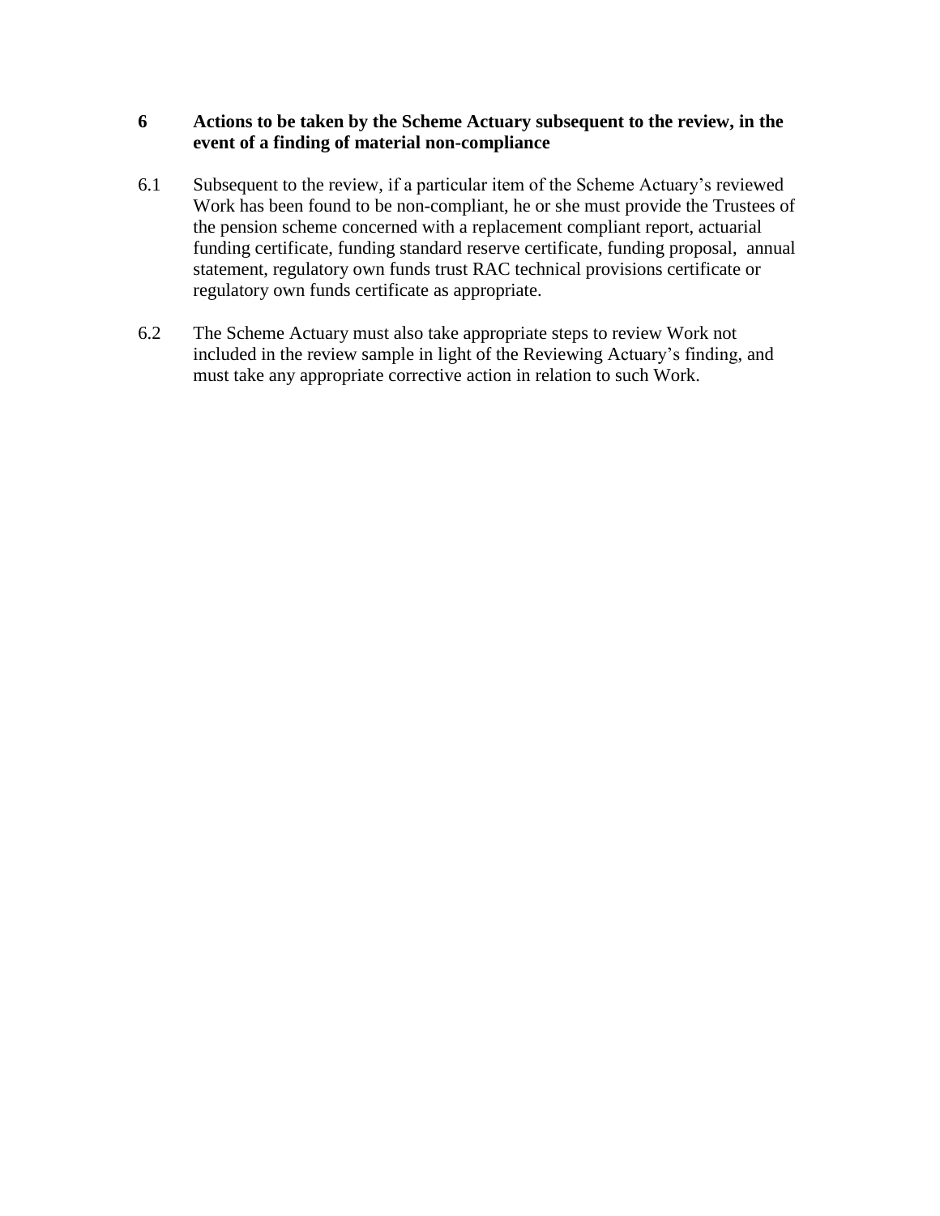## 6 Actions to be taken by the Scheme Actuary subsequent to the review, in the event of a finding of material non-compliance

6.1 Subsequent to the review, if a particular item of the Scheme Actuary's reviewed Work has been found to be non-compliant, he or she must provide the Trustees of the pension scheme concerned with a replacement compliant report, actuarial funding certificate, funding standard reserve certificate, funding proposal, annual statement, regulatory own funds trust RAC technical provisions certificate or regulatory own funds certificate as appropriate.

6.2 The Scheme Actuary must also take appropriate steps to review Work not included in the review sample in light of the Reviewing Actuary's finding, and must take any appropriate corrective action in relation to such Work.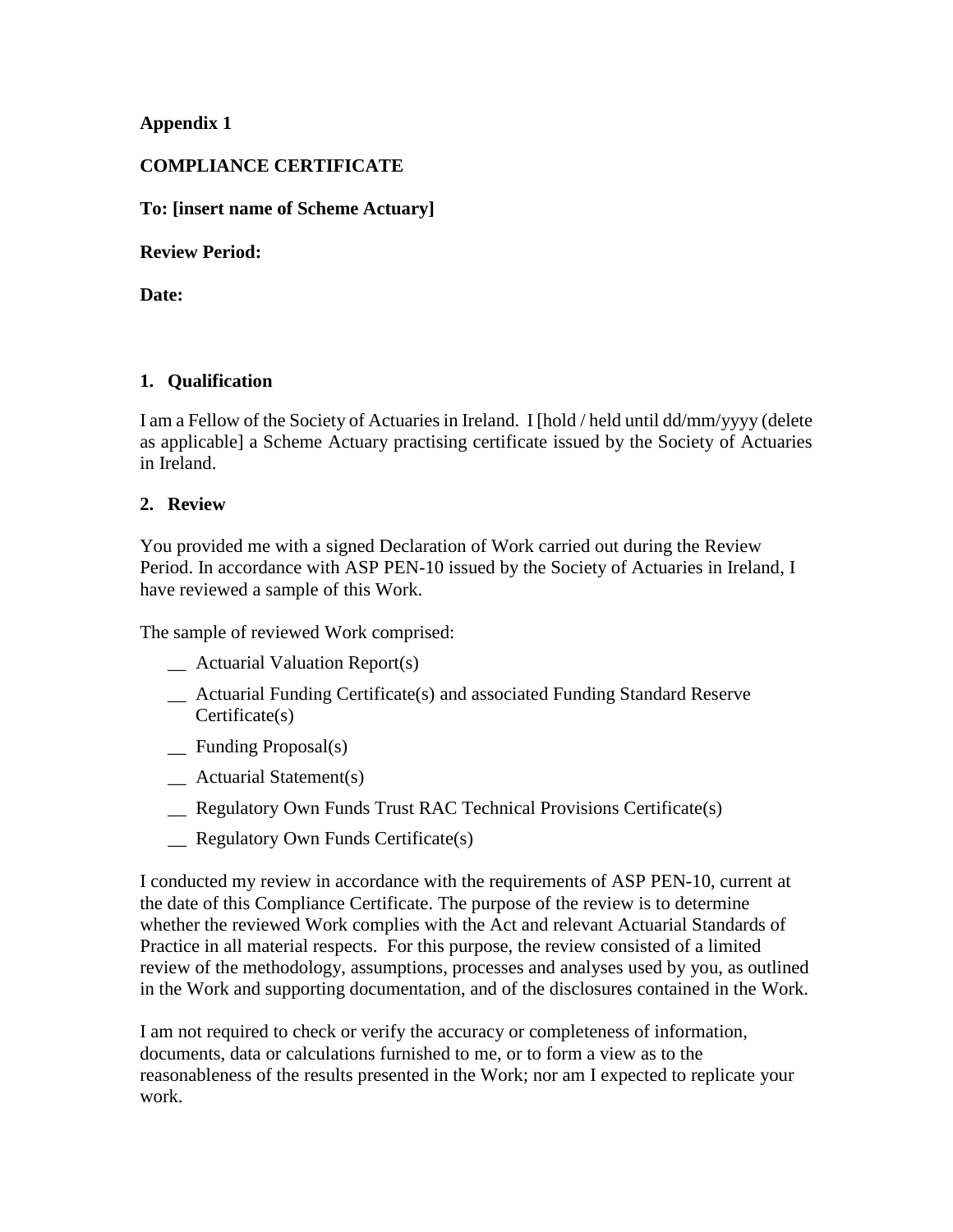**Appendix 1**

**COMPLIANCE CERTIFICATE**

**To: [insert name of Scheme Actuary]**

**Review Period:**

**Date:**

## 1. Qualification

I am a Fellow of the Society of Actuaries in Ireland. I [hold / held until dd/mm/yyyy (delete as applicable] a Scheme Actuary practising certificate issued by the Society of Actuaries in Ireland.

## 2. Review

You provided me with a signed Declaration of Work carried out during the Review Period. In accordance with ASP PEN-10 issued by the Society of Actuaries in Ireland, I have reviewed a sample of this Work.

The sample of reviewed Work comprised:

__ Actuarial Valuation Report(s)

__ Actuarial Funding Certificate(s) and associated Funding Standard Reserve Certificate(s)

__ Funding Proposal(s)

__ Actuarial Statement(s)

__ Regulatory Own Funds Trust RAC Technical Provisions Certificate(s)

__ Regulatory Own Funds Certificate(s)

I conducted my review in accordance with the requirements of ASP PEN-10, current at the date of this Compliance Certificate. The purpose of the review is to determine whether the reviewed Work complies with the Act and relevant Actuarial Standards of Practice in all material respects. For this purpose, the review consisted of a limited review of the methodology, assumptions, processes and analyses used by you, as outlined in the Work and supporting documentation, and of the disclosures contained in the Work.

I am not required to check or verify the accuracy or completeness of information, documents, data or calculations furnished to me, or to form a view as to the reasonableness of the results presented in the Work; nor am I expected to replicate your work.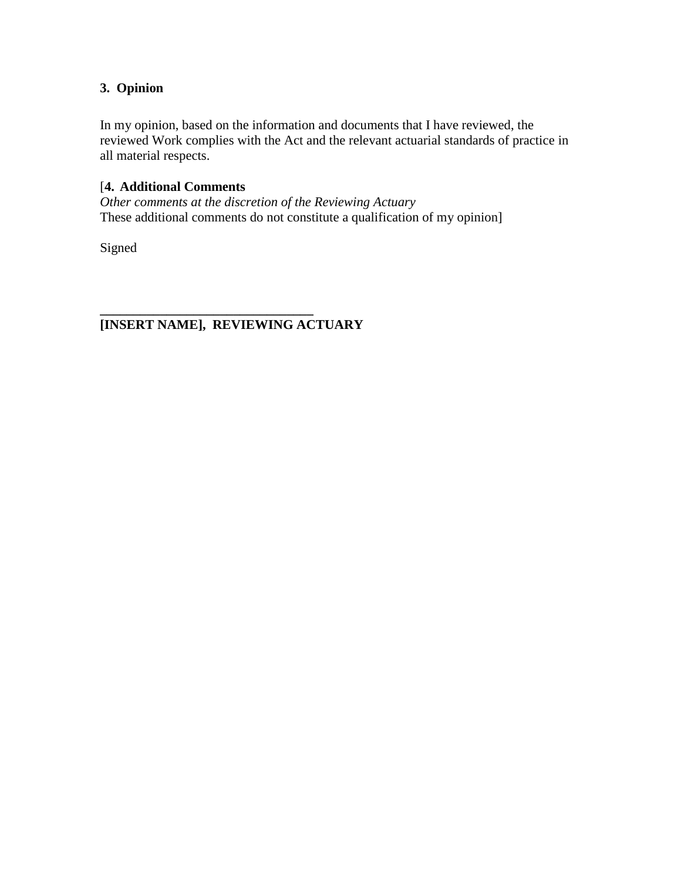### 3. Opinion

In my opinion, based on the information and documents that I have reviewed, the reviewed Work complies with the Act and the relevant actuarial standards of practice in all material respects.

[**4. Additional Comments**
*Other comments at the discretion of the Reviewing Actuary*
These additional comments do not constitute a qualification of my opinion]

Signed

**_______________________________**
**[INSERT NAME], REVIEWING ACTUARY**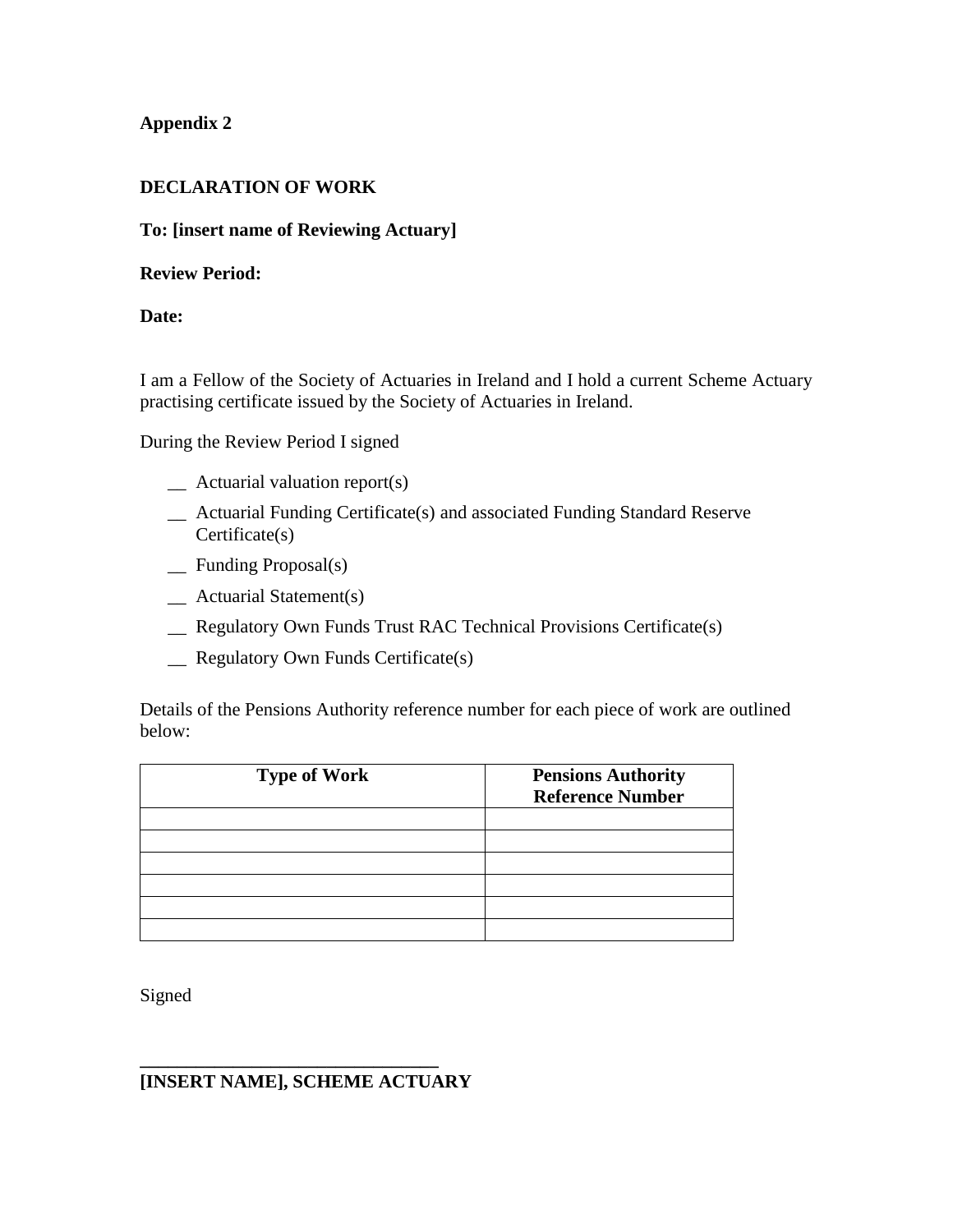**Appendix 2**

**DECLARATION OF WORK**

**To: [insert name of Reviewing Actuary]**

**Review Period:**

**Date:**

I am a Fellow of the Society of Actuaries in Ireland and I hold a current Scheme Actuary practising certificate issued by the Society of Actuaries in Ireland.

During the Review Period I signed

- __ Actuarial valuation report(s)
- __ Actuarial Funding Certificate(s) and associated Funding Standard Reserve Certificate(s)
- __ Funding Proposal(s)
- __ Actuarial Statement(s)
- __ Regulatory Own Funds Trust RAC Technical Provisions Certificate(s)
- __ Regulatory Own Funds Certificate(s)

Details of the Pensions Authority reference number for each piece of work are outlined below:

| Type of Work | Pensions Authority Reference Number |
|---|---|
| | |
| | |
| | |
| | |
| | |
| | |

Signed

\_\_\_\_\_\_\_\_\_\_\_\_\_\_\_\_\_\_\_\_\_\_\_\_\_\_\_\_\_\_\_\_

**[INSERT NAME], SCHEME ACTUARY**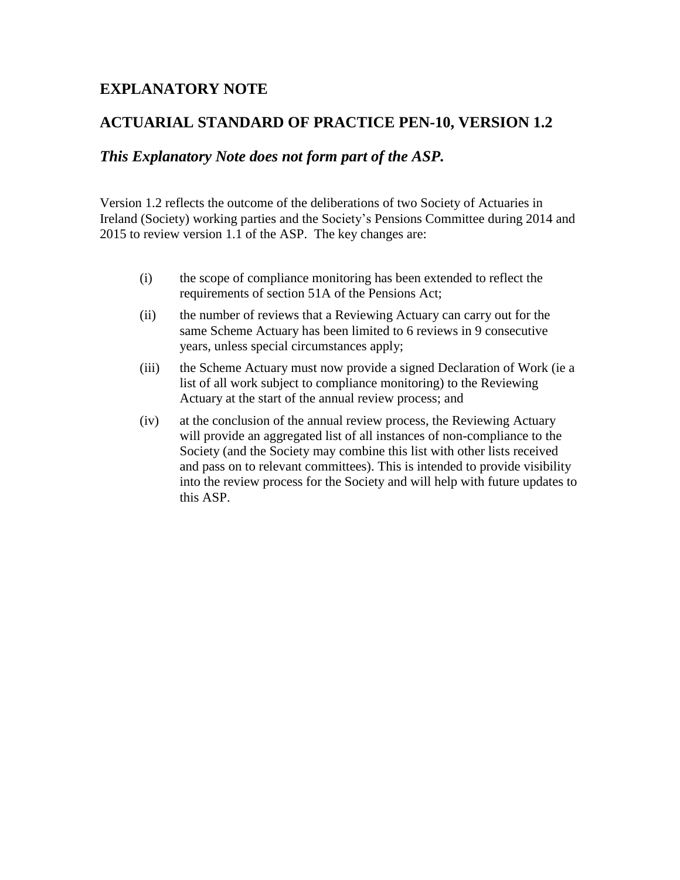## EXPLANATORY NOTE

## ACTUARIAL STANDARD OF PRACTICE PEN-10, VERSION 1.2

### *This Explanatory Note does not form part of the ASP.*

Version 1.2 reflects the outcome of the deliberations of two Society of Actuaries in Ireland (Society) working parties and the Society's Pensions Committee during 2014 and 2015 to review version 1.1 of the ASP. The key changes are:

(i) the scope of compliance monitoring has been extended to reflect the requirements of section 51A of the Pensions Act;

(ii) the number of reviews that a Reviewing Actuary can carry out for the same Scheme Actuary has been limited to 6 reviews in 9 consecutive years, unless special circumstances apply;

(iii) the Scheme Actuary must now provide a signed Declaration of Work (ie a list of all work subject to compliance monitoring) to the Reviewing Actuary at the start of the annual review process; and

(iv) at the conclusion of the annual review process, the Reviewing Actuary will provide an aggregated list of all instances of non-compliance to the Society (and the Society may combine this list with other lists received and pass on to relevant committees). This is intended to provide visibility into the review process for the Society and will help with future updates to this ASP.